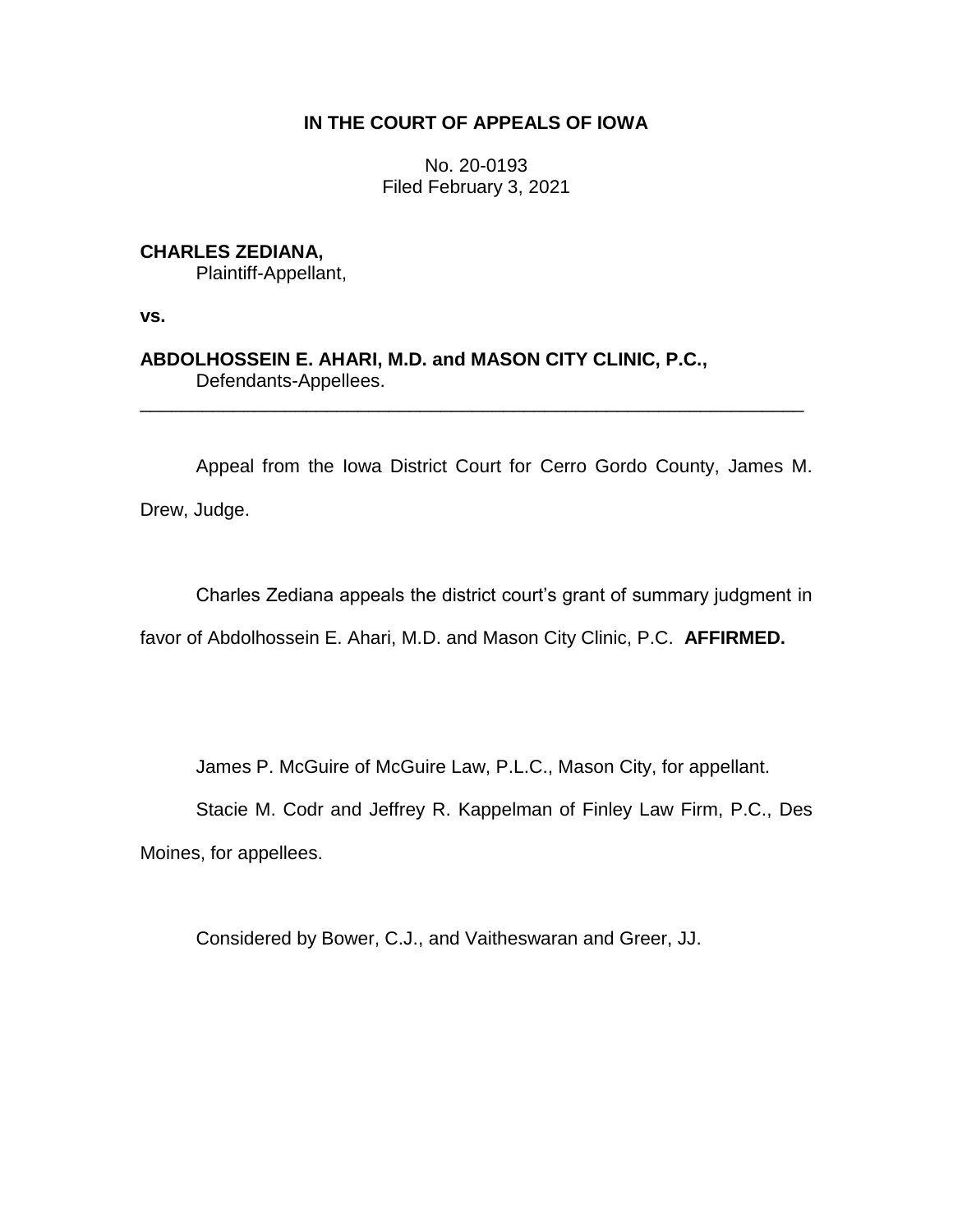**IN THE COURT OF APPEALS OF IOWA**

No. 20-0193
Filed February 3, 2021

**CHARLES ZEDIANA,**
Plaintiff-Appellant,

**vs.**

**ABDOLHOSSEIN E. AHARI, M.D. and MASON CITY CLINIC, P.C.,**
Defendants-Appellees.

---

Appeal from the Iowa District Court for Cerro Gordo County, James M. Drew, Judge.

Charles Zediana appeals the district court's grant of summary judgment in favor of Abdolhossein E. Ahari, M.D. and Mason City Clinic, P.C. **AFFIRMED.**

James P. McGuire of McGuire Law, P.L.C., Mason City, for appellant.

Stacie M. Codr and Jeffrey R. Kappelman of Finley Law Firm, P.C., Des Moines, for appellees.

Considered by Bower, C.J., and Vaitheswaran and Greer, JJ.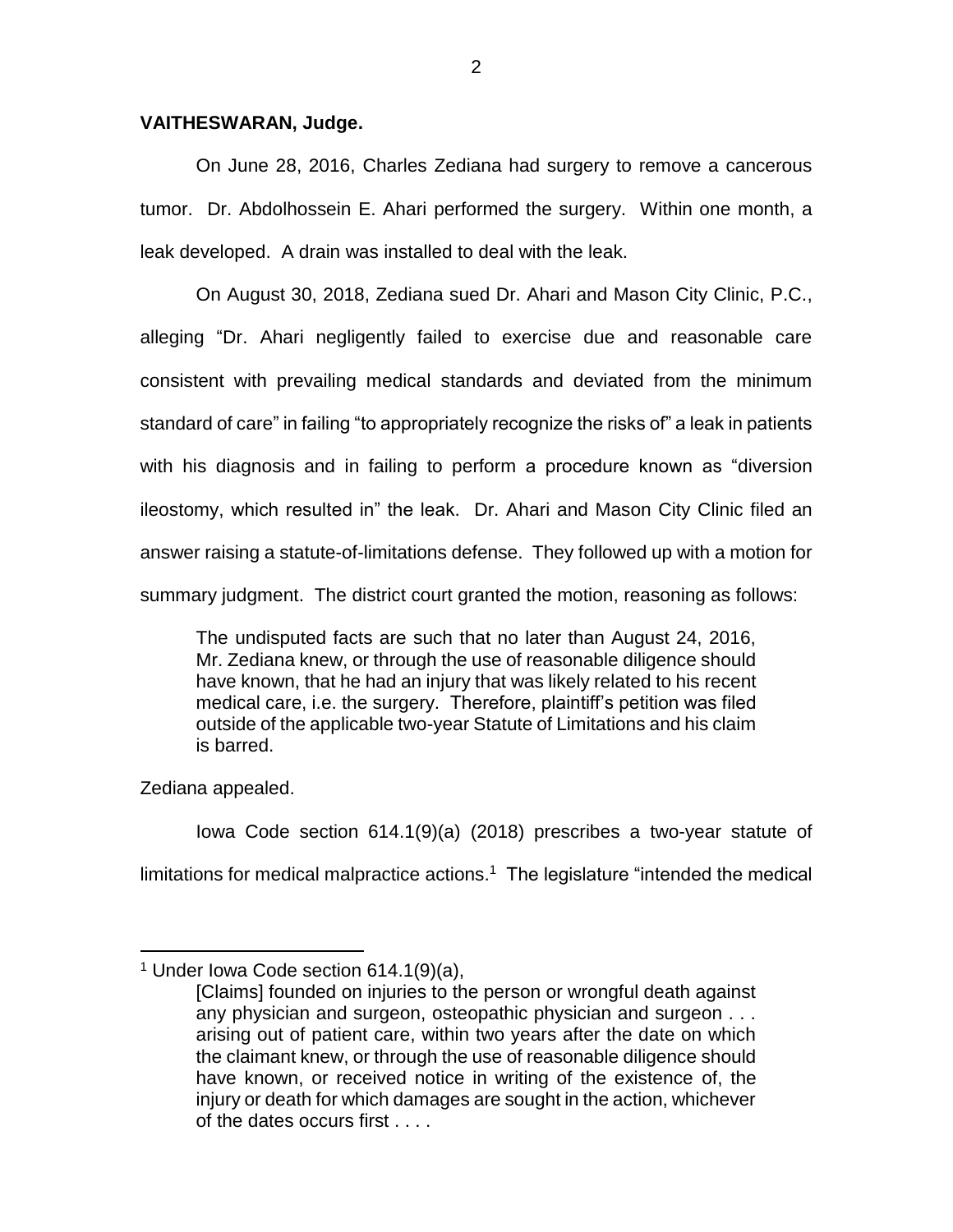**VAITHESWARAN, Judge.**

On June 28, 2016, Charles Zediana had surgery to remove a cancerous tumor. Dr. Abdolhossein E. Ahari performed the surgery. Within one month, a leak developed. A drain was installed to deal with the leak.

On August 30, 2018, Zediana sued Dr. Ahari and Mason City Clinic, P.C., alleging "Dr. Ahari negligently failed to exercise due and reasonable care consistent with prevailing medical standards and deviated from the minimum standard of care" in failing "to appropriately recognize the risks of" a leak in patients with his diagnosis and in failing to perform a procedure known as "diversion ileostomy, which resulted in" the leak. Dr. Ahari and Mason City Clinic filed an answer raising a statute-of-limitations defense. They followed up with a motion for summary judgment. The district court granted the motion, reasoning as follows:

> The undisputed facts are such that no later than August 24, 2016, Mr. Zediana knew, or through the use of reasonable diligence should have known, that he had an injury that was likely related to his recent medical care, i.e. the surgery. Therefore, plaintiff's petition was filed outside of the applicable two-year Statute of Limitations and his claim is barred.

Zediana appealed.

Iowa Code section 614.1(9)(a) (2018) prescribes a two-year statute of limitations for medical malpractice actions.[1] The legislature "intended the medical

---

[1] Under Iowa Code section 614.1(9)(a),

> [Claims] founded on injuries to the person or wrongful death against any physician and surgeon, osteopathic physician and surgeon . . . arising out of patient care, within two years after the date on which the claimant knew, or through the use of reasonable diligence should have known, or received notice in writing of the existence of, the injury or death for which damages are sought in the action, whichever of the dates occurs first . . . .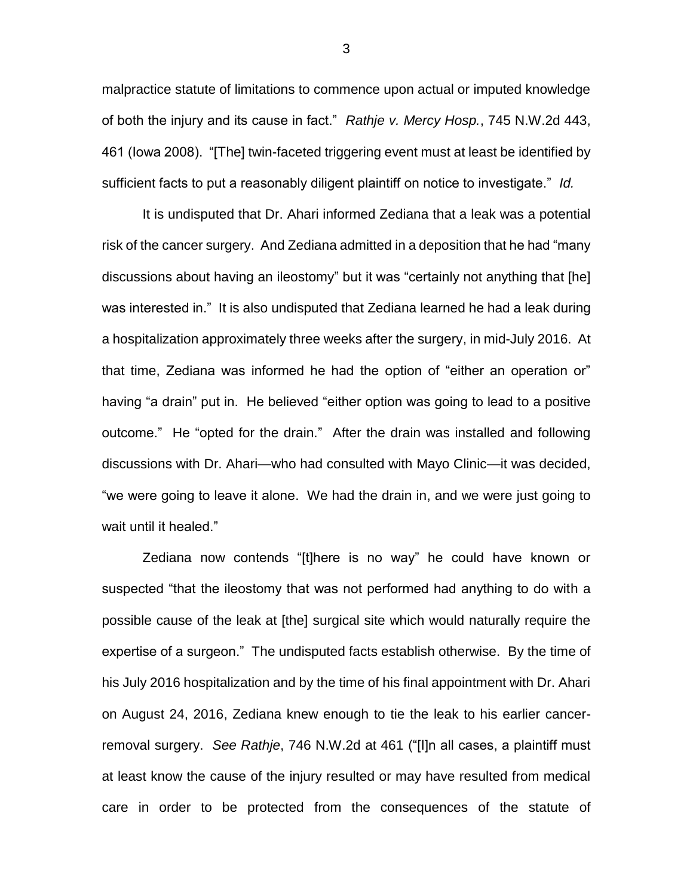malpractice statute of limitations to commence upon actual or imputed knowledge of both the injury and its cause in fact." *Rathje v. Mercy Hosp.*, 745 N.W.2d 443, 461 (Iowa 2008). "[The] twin-faceted triggering event must at least be identified by sufficient facts to put a reasonably diligent plaintiff on notice to investigate." *Id.*

It is undisputed that Dr. Ahari informed Zediana that a leak was a potential risk of the cancer surgery. And Zediana admitted in a deposition that he had "many discussions about having an ileostomy" but it was "certainly not anything that [he] was interested in." It is also undisputed that Zediana learned he had a leak during a hospitalization approximately three weeks after the surgery, in mid-July 2016. At that time, Zediana was informed he had the option of "either an operation or" having "a drain" put in. He believed "either option was going to lead to a positive outcome." He "opted for the drain." After the drain was installed and following discussions with Dr. Ahari—who had consulted with Mayo Clinic—it was decided, "we were going to leave it alone. We had the drain in, and we were just going to wait until it healed."

Zediana now contends "[t]here is no way" he could have known or suspected "that the ileostomy that was not performed had anything to do with a possible cause of the leak at [the] surgical site which would naturally require the expertise of a surgeon." The undisputed facts establish otherwise. By the time of his July 2016 hospitalization and by the time of his final appointment with Dr. Ahari on August 24, 2016, Zediana knew enough to tie the leak to his earlier cancer-removal surgery. *See Rathje*, 746 N.W.2d at 461 ("[I]n all cases, a plaintiff must at least know the cause of the injury resulted or may have resulted from medical care in order to be protected from the consequences of the statute of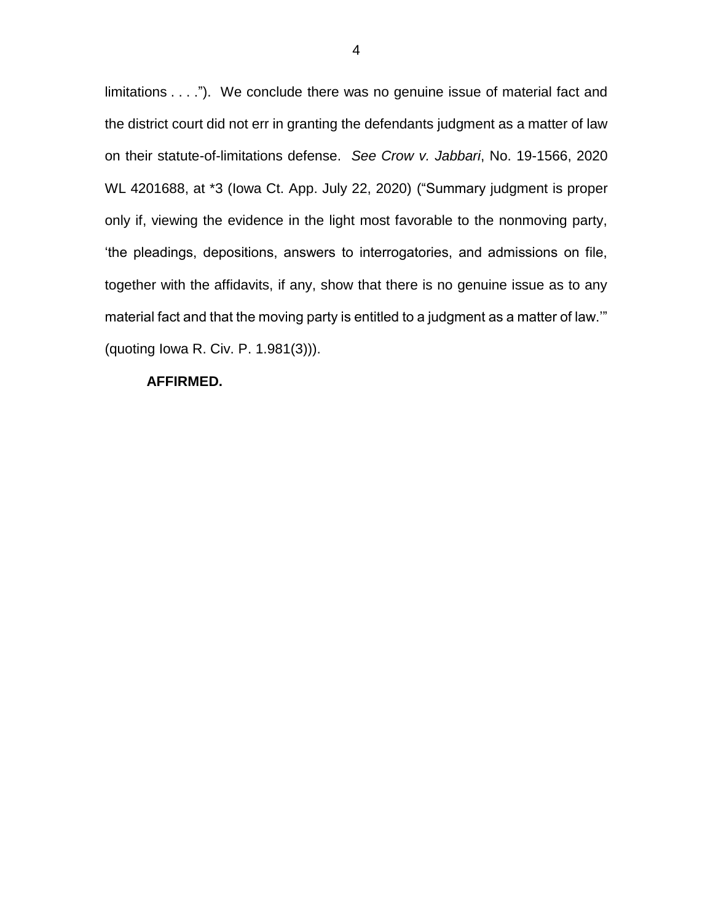limitations . . . ."). We conclude there was no genuine issue of material fact and the district court did not err in granting the defendants judgment as a matter of law on their statute-of-limitations defense. *See Crow v. Jabbari*, No. 19-1566, 2020 WL 4201688, at *3 (Iowa Ct. App. July 22, 2020) ("Summary judgment is proper only if, viewing the evidence in the light most favorable to the nonmoving party, 'the pleadings, depositions, answers to interrogatories, and admissions on file, together with the affidavits, if any, show that there is no genuine issue as to any material fact and that the moving party is entitled to a judgment as a matter of law.'" (quoting Iowa R. Civ. P. 1.981(3))).

**AFFIRMED.**